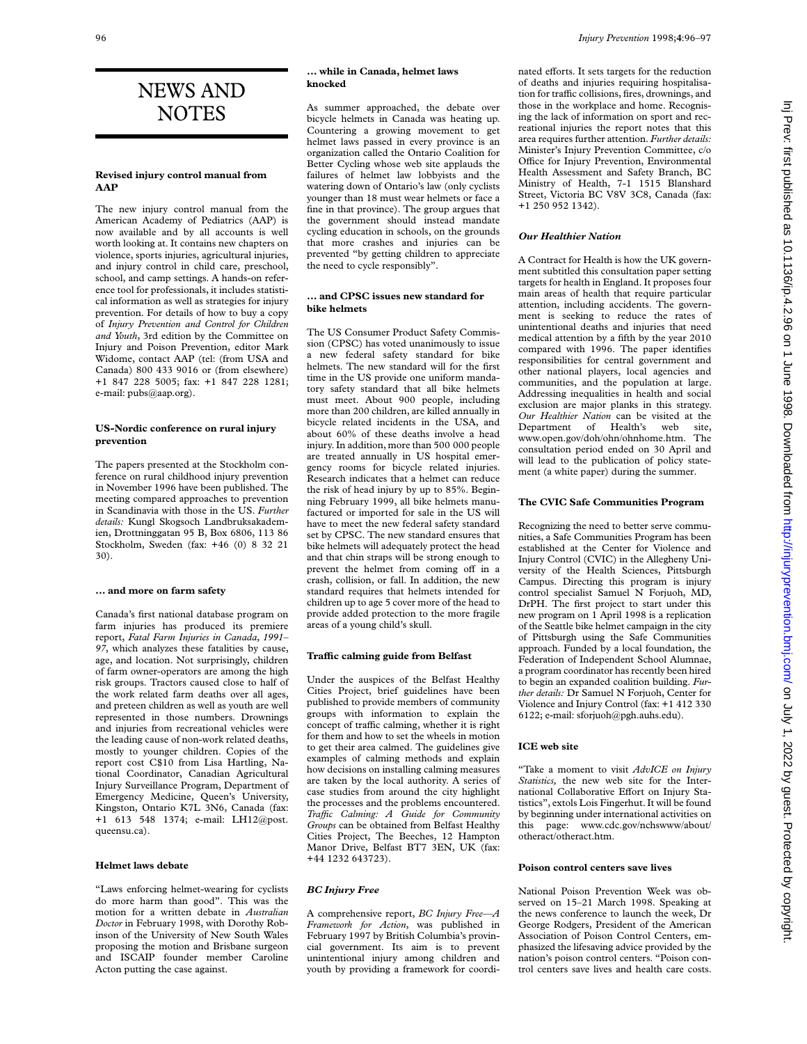# NEWS AND NOTES

### Revised injury control manual from AAP

The new injury control manual from the American Academy of Pediatrics (AAP) is now available and by all accounts is well worth looking at. It contains new chapters on violence, sports injuries, agricultural injuries, and injury control in child care, preschool, school, and camp settings. A hands-on reference tool for professionals, it includes statistical information as well as strategies for injury prevention. For details of how to buy a copy of *Injury Prevention and Control for Children and Youth*, 3rd edition by the Committee on Injury and Poison Prevention, editor Mark Widome, contact AAP (tel: (from USA and Canada) 800 433 9016 or (from elsewhere) +1 847 228 5005; fax: +1 847 228 1281; e-mail: pubs@aap.org).

### US-Nordic conference on rural injury prevention

The papers presented at the Stockholm conference on rural childhood injury prevention in November 1996 have been published. The meeting compared approaches to prevention in Scandinavia with those in the US. *Further details:* Kungl Skogsoch Landbruksakademien, Drottninggatan 95 B, Box 6806, 113 86 Stockholm, Sweden (fax: +46 (0) 8 32 21 30).

### … and more on farm safety

Canada's first national database program on farm injuries has produced its premiere report, *Fatal Farm Injuries in Canada, 1991–97*, which analyzes these fatalities by cause, age, and location. Not surprisingly, children of farm owner-operators are among the high risk groups. Tractors caused close to half of the work related farm deaths over all ages, and preteen children as well as youth are well represented in those numbers. Drownings and injuries from recreational vehicles were the leading cause of non-work related deaths, mostly to younger children. Copies of the report cost C$10 from Lisa Hartling, National Coordinator, Canadian Agricultural Injury Surveillance Program, Department of Emergency Medicine, Queen's University, Kingston, Ontario K7L 3N6, Canada (fax: +1 613 548 1374; e-mail: LH12@post.queensu.ca).

### Helmet laws debate

"Laws enforcing helmet-wearing for cyclists do more harm than good". This was the motion for a written debate in *Australian Doctor* in February 1998, with Dorothy Robinson of the University of New South Wales proposing the motion and Brisbane surgeon and ISCAIP founder member Caroline Acton putting the case against.

### … while in Canada, helmet laws knocked

As summer approached, the debate over bicycle helmets in Canada was heating up. Countering a growing movement to get helmet laws passed in every province is an organization called the Ontario Coalition for Better Cycling whose web site applauds the failures of helmet law lobbyists and the watering down of Ontario's law (only cyclists younger than 18 must wear helmets or face a fine in that province). The group argues that the government should instead mandate cycling education in schools, on the grounds that more crashes and injuries can be prevented "by getting children to appreciate the need to cycle responsibly".

### … and CPSC issues new standard for bike helmets

The US Consumer Product Safety Commission (CPSC) has voted unanimously to issue a new federal safety standard for bike helmets. The new standard will for the first time in the US provide one uniform mandatory safety standard that all bike helmets must meet. About 900 people, including more than 200 children, are killed annually in bicycle related incidents in the USA, and about 60% of these deaths involve a head injury. In addition, more than 500 000 people are treated annually in US hospital emergency rooms for bicycle related injuries. Research indicates that a helmet can reduce the risk of head injury by up to 85%. Beginning February 1999, all bike helmets manufactured or imported for sale in the US will have to meet the new federal safety standard set by CPSC. The new standard ensures that bike helmets will adequately protect the head and that chin straps will be strong enough to prevent the helmet from coming off in a crash, collision, or fall. In addition, the new standard requires that helmets intended for children up to age 5 cover more of the head to provide added protection to the more fragile areas of a young child's skull.

### Traffic calming guide from Belfast

Under the auspices of the Belfast Healthy Cities Project, brief guidelines have been published to provide members of community groups with information to explain the concept of traffic calming, whether it is right for them and how to set the wheels in motion to get their area calmed. The guidelines give examples of calming methods and explain how decisions on installing calming measures are taken by the local authority. A series of case studies from around the city highlight the processes and the problems encountered. *Traffic Calming: A Guide for Community Groups* can be obtained from Belfast Healthy Cities Project, The Beeches, 12 Hampton Manor Drive, Belfast BT7 3EN, UK (fax: +44 1232 643723).

### *BC Injury Free*

A comprehensive report, *BC Injury Free—A Framework for Action*, was published in February 1997 by British Columbia's provincial government. Its aim is to prevent unintentional injury among children and youth by providing a framework for coordinated efforts. It sets targets for the reduction of deaths and injuries requiring hospitalisation for traffic collisions, fires, drownings, and those in the workplace and home. Recognising the lack of information on sport and recreational injuries the report notes that this area requires further attention. *Further details:* Minister's Injury Prevention Committee, c/o Office for Injury Prevention, Environmental Health Assessment and Safety Branch, BC Ministry of Health, 7-1 1515 Blanshard Street, Victoria BC V8V 3C8, Canada (fax: +1 250 952 1342).

### *Our Healthier Nation*

A Contract for Health is how the UK government subtitled this consultation paper setting targets for health in England. It proposes four main areas of health that require particular attention, including accidents. The government is seeking to reduce the rates of unintentional deaths and injuries that need medical attention by a fifth by the year 2010 compared with 1996. The paper identifies responsibilities for central government and other national players, local agencies and communities, and the population at large. Addressing inequalities in health and social exclusion are major planks in this strategy. *Our Healthier Nation* can be visited at the Department of Health's web site, www.open.gov/doh/ohn/ohnhome.htm. The consultation period ended on 30 April and will lead to the publication of policy statement (a white paper) during the summer.

### The CVIC Safe Communities Program

Recognizing the need to better serve communities, a Safe Communities Program has been established at the Center for Violence and Injury Control (CVIC) in the Allegheny University of the Health Sciences, Pittsburgh Campus. Directing this program is injury control specialist Samuel N Forjuoh, MD, DrPH. The first project to start under this new program on 1 April 1998 is a replication of the Seattle bike helmet campaign in the city of Pittsburgh using the Safe Communities approach. Funded by a local foundation, the Federation of Independent School Alumnae, a program coordinator has recently been hired to begin an expanded coalition building. *Further details:* Dr Samuel N Forjuoh, Center for Violence and Injury Control (fax: +1 412 330 6122; e-mail: sforjuoh@pgh.auhs.edu).

### ICE web site

"Take a moment to visit *AdvICE on Injury Statistics,* the new web site for the International Collaborative Effort on Injury Statistics", extols Lois Fingerhut. It will be found by beginning under international activities on this page: www.cdc.gov/nchswww/about/otheract/otheract.htm.

### Poison control centers save lives

National Poison Prevention Week was observed on 15–21 March 1998. Speaking at the news conference to launch the week, Dr George Rodgers, President of the American Association of Poison Control Centers, emphasized the lifesaving advice provided by the nation's poison control centers. "Poison control centers save lives and health care costs.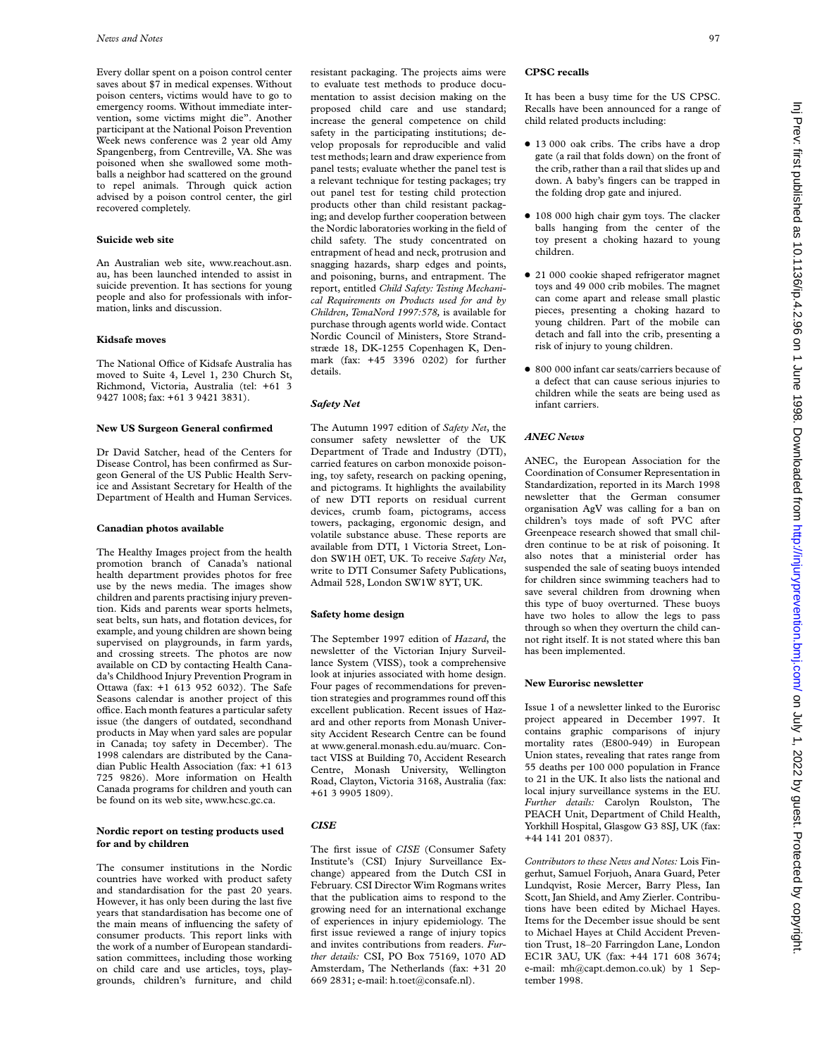Every dollar spent on a poison control center saves about $7 in medical expenses. Without poison centers, victims would have to go to emergency rooms. Without immediate intervention, some victims might die". Another participant at the National Poison Prevention Week news conference was 2 year old Amy Spangenberg, from Centreville, VA. She was poisoned when she swallowed some mothballs a neighbor had scattered on the ground to repel animals. Through quick action advised by a poison control center, the girl recovered completely.

### Suicide web site

An Australian web site, www.reachout.asn.au, has been launched intended to assist in suicide prevention. It has sections for young people and also for professionals with information, links and discussion.

### Kidsafe moves

The National Office of Kidsafe Australia has moved to Suite 4, Level 1, 230 Church St, Richmond, Victoria, Australia (tel: +61 3 9427 1008; fax: +61 3 9421 3831).

### New US Surgeon General confirmed

Dr David Satcher, head of the Centers for Disease Control, has been confirmed as Surgeon General of the US Public Health Service and Assistant Secretary for Health of the Department of Health and Human Services.

### Canadian photos available

The Healthy Images project from the health promotion branch of Canada's national health department provides photos for free use by the news media. The images show children and parents practising injury prevention. Kids and parents wear sports helmets, seat belts, sun hats, and flotation devices, for example, and young children are shown being supervised on playgrounds, in farm yards, and crossing streets. The photos are now available on CD by contacting Health Canada's Childhood Injury Prevention Program in Ottawa (fax: +1 613 952 6032). The Safe Seasons calendar is another project of this office. Each month features a particular safety issue (the dangers of outdated, secondhand products in May when yard sales are popular in Canada; toy safety in December). The 1998 calendars are distributed by the Canadian Public Health Association (fax: +1 613 725 9826). More information on Health Canada programs for children and youth can be found on its web site, www.hcsc.gc.ca.

### Nordic report on testing products used for and by children

The consumer institutions in the Nordic countries have worked with product safety and standardisation for the past 20 years. However, it has only been during the last five years that standardisation has become one of the main means of influencing the safety of consumer products. This report links with the work of a number of European standardisation committees, including those working on child care and use articles, toys, playgrounds, children's furniture, and child resistant packaging. The projects aims were to evaluate test methods to produce documentation to assist decision making on the proposed child care and use standard; increase the general competence on child safety in the participating institutions; develop proposals for reproducible and valid test methods; learn and draw experience from panel tests; evaluate whether the panel test is a relevant technique for testing packages; try out panel test for testing child protection products other than child resistant packaging; and develop further cooperation between the Nordic laboratories working in the field of child safety. The study concentrated on entrapment of head and neck, protrusion and snagging hazards, sharp edges and points, and poisoning, burns, and entrapment. The report, entitled *Child Safety: Testing Mechanical Requirements on Products used for and by Children, TemaNord 1997:578,* is available for purchase through agents world wide. Contact Nordic Council of Ministers, Store Strandstræde 18, DK-1255 Copenhagen K, Denmark (fax: +45 3396 0202) for further details.

### *Safety Net*

The Autumn 1997 edition of *Safety Net*, the consumer safety newsletter of the UK Department of Trade and Industry (DTI), carried features on carbon monoxide poisoning, toy safety, research on packing opening, and pictograms. It highlights the availability of new DTI reports on residual current devices, crumb foam, pictograms, access towers, packaging, ergonomic design, and volatile substance abuse. These reports are available from DTI, 1 Victoria Street, London SW1H 0ET, UK. To receive *Safety Net*, write to DTI Consumer Safety Publications, Admail 528, London SW1W 8YT, UK.

### Safety home design

The September 1997 edition of *Hazard*, the newsletter of the Victorian Injury Surveillance System (VISS), took a comprehensive look at injuries associated with home design. Four pages of recommendations for prevention strategies and programmes round off this excellent publication. Recent issues of Hazard and other reports from Monash University Accident Research Centre can be found at www.general.monash.edu.au/muarc. Contact VISS at Building 70, Accident Research Centre, Monash University, Wellington Road, Clayton, Victoria 3168, Australia (fax: +61 3 9905 1809).

### *CISE*

The first issue of *CISE* (Consumer Safety Institute's (CSI) Injury Surveillance Exchange) appeared from the Dutch CSI in February. CSI Director Wim Rogmans writes that the publication aims to respond to the growing need for an international exchange of experiences in injury epidemiology. The first issue reviewed a range of injury topics and invites contributions from readers. *Further details:* CSI, PO Box 75169, 1070 AD Amsterdam, The Netherlands (fax: +31 20 669 2831; e-mail: h.toet@consafe.nl).

### CPSC recalls

It has been a busy time for the US CPSC. Recalls have been announced for a range of child related products including:

- 13 000 oak cribs. The cribs have a drop gate (a rail that folds down) on the front of the crib, rather than a rail that slides up and down. A baby's fingers can be trapped in the folding drop gate and injured.
- 108 000 high chair gym toys. The clacker balls hanging from the center of the toy present a choking hazard to young children.
- 21 000 cookie shaped refrigerator magnet toys and 49 000 crib mobiles. The magnet can come apart and release small plastic pieces, presenting a choking hazard to young children. Part of the mobile can detach and fall into the crib, presenting a risk of injury to young children.
- 800 000 infant car seats/carriers because of a defect that can cause serious injuries to children while the seats are being used as infant carriers.

### *ANEC News*

ANEC, the European Association for the Coordination of Consumer Representation in Standardization, reported in its March 1998 newsletter that the German consumer organisation AgV was calling for a ban on children's toys made of soft PVC after Greenpeace research showed that small children continue to be at risk of poisoning. It also notes that a ministerial order has suspended the sale of seating buoys intended for children since swimming teachers had to save several children from drowning when this type of buoy overturned. These buoys have two holes to allow the legs to pass through so when they overturn the child cannot right itself. It is not stated where this ban has been implemented.

### New Eurorisc newsletter

Issue 1 of a newsletter linked to the Eurorisc project appeared in December 1997. It contains graphic comparisons of injury mortality rates (E800-949) in European Union states, revealing that rates range from 55 deaths per 100 000 population in France to 21 in the UK. It also lists the national and local injury surveillance systems in the EU. *Further details:* Carolyn Roulston, The PEACH Unit, Department of Child Health, Yorkhill Hospital, Glasgow G3 8SJ, UK (fax: +44 141 201 0837).

*Contributors to these News and Notes:* Lois Fingerhut, Samuel Forjuoh, Anara Guard, Peter Lundqvist, Rosie Mercer, Barry Pless, Ian Scott, Jan Shield, and Amy Zierler. Contributions have been edited by Michael Hayes. Items for the December issue should be sent to Michael Hayes at Child Accident Prevention Trust, 18–20 Farringdon Lane, London EC1R 3AU, UK (fax: +44 171 608 3674; e-mail: mh@capt.demon.co.uk) by 1 September 1998.